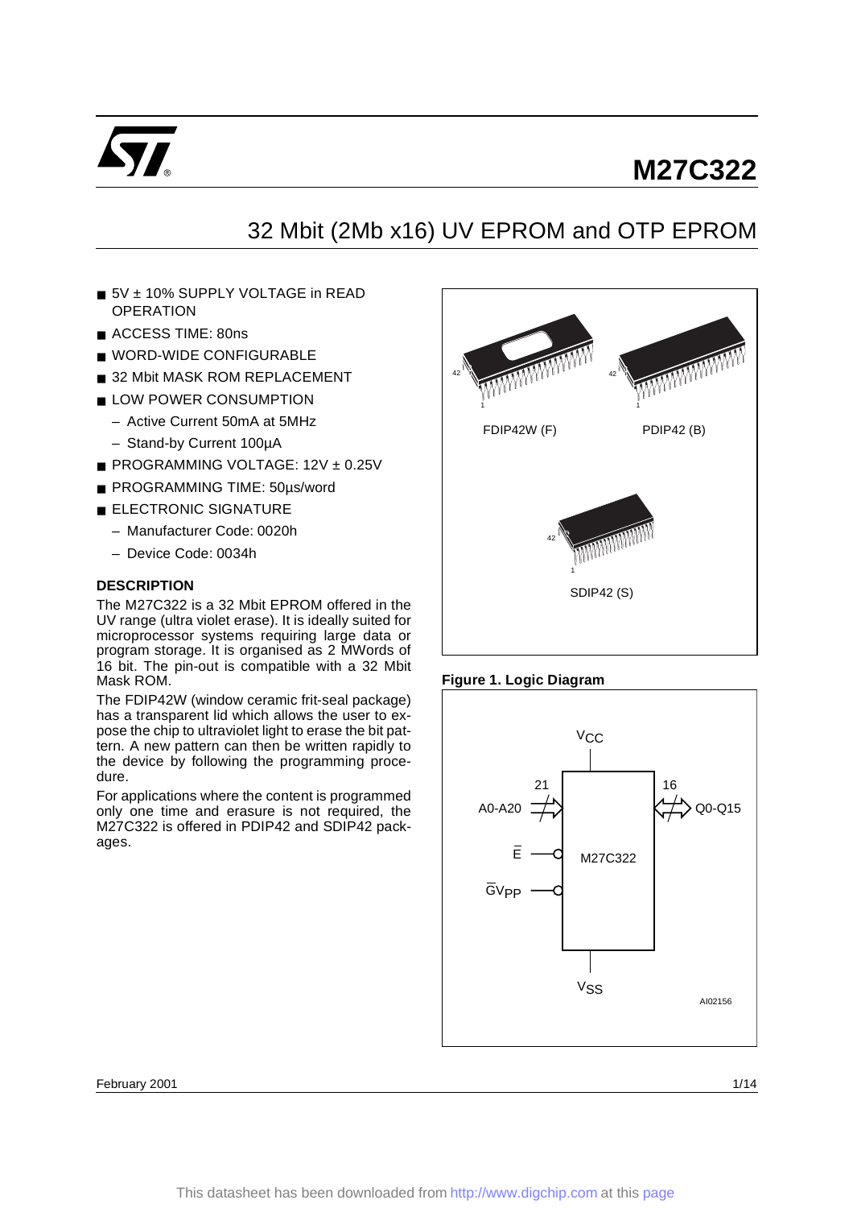# M27C322

## 32 Mbit (2Mb x16) UV EPROM and OTP EPROM

- 5V ± 10% SUPPLY VOLTAGE in READ OPERATION
- ACCESS TIME: 80ns
- WORD-WIDE CONFIGURABLE
- 32 Mbit MASK ROM REPLACEMENT
- LOW POWER CONSUMPTION
  - Active Current 50mA at 5MHz
  - Stand-by Current 100µA
- PROGRAMMING VOLTAGE: 12V ± 0.25V
- PROGRAMMING TIME: 50µs/word
- ELECTRONIC SIGNATURE
  - Manufacturer Code: 0020h
  - Device Code: 0034h

FDIP42W (F) PDIP42 (B) SDIP42 (S)

### DESCRIPTION

The M27C322 is a 32 Mbit EPROM offered in the UV range (ultra violet erase). It is ideally suited for microprocessor systems requiring large data or program storage. It is organised as 2 MWords of 16 bit. The pin-out is compatible with a 32 Mbit Mask ROM.

The FDIP42W (window ceramic frit-seal package) has a transparent lid which allows the user to expose the chip to ultraviolet light to erase the bit pattern. A new pattern can then be written rapidly to the device by following the programming procedure.

For applications where the content is programmed only one time and erasure is not required, the M27C322 is offered in PDIP42 and SDIP42 packages.

**Figure 1. Logic Diagram**

$V_{CC}$, A0-A20 (21), Q0-Q15 (16), $\overline{E}$, $\overline{G}V_{PP}$, M27C322, $V_{SS}$

AI02156

February 2001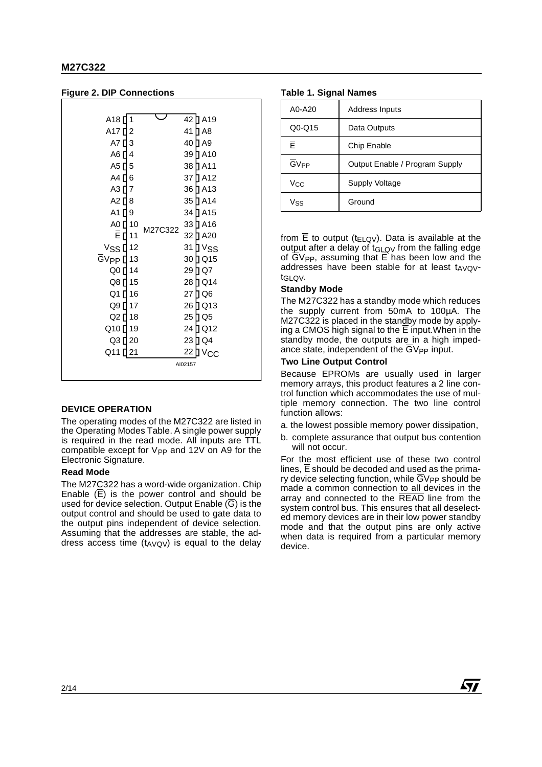**Figure 2. DIP Connections**

| Pin | Signal | | Pin | Signal |
|---|---|---|---|---|
| 1 | A18 | | 42 | A19 |
| 2 | A17 | | 41 | A8 |
| 3 | A7 | | 40 | A9 |
| 4 | A6 | | 39 | A10 |
| 5 | A5 | | 38 | A11 |
| 6 | A4 | | 37 | A12 |
| 7 | A3 | | 36 | A13 |
| 8 | A2 | | 35 | A14 |
| 9 | A1 | | 34 | A15 |
| 10 | A0 | | 33 | A16 |
| 11 | $\overline{E}$ | | 32 | A20 |
| 12 | $V_{SS}$ | | 31 | $V_{SS}$ |
| 13 | $\overline{G}V_{PP}$ | | 30 | Q15 |
| 14 | Q0 | | 29 | Q7 |
| 15 | Q8 | | 28 | Q14 |
| 16 | Q1 | | 27 | Q6 |
| 17 | Q9 | | 26 | Q13 |
| 18 | Q2 | | 25 | Q5 |
| 19 | Q10 | | 24 | Q12 |
| 20 | Q3 | | 23 | Q4 |
| 21 | Q11 | | 22 | $V_{CC}$ |

M27C322

AI02157

**Table 1. Signal Names**

| | |
|---|---|
| A0-A20 | Address Inputs |
| Q0-Q15 | Data Outputs |
| $\overline{E}$ | Chip Enable |
| $\overline{G}V_{PP}$ | Output Enable / Program Supply |
| $V_{CC}$ | Supply Voltage |
| $V_{SS}$ | Ground |

## DEVICE OPERATION

The operating modes of the M27C322 are listed in the Operating Modes Table. A single power supply is required in the read mode. All inputs are TTL compatible except for $V_{PP}$ and 12V on A9 for the Electronic Signature.

### Read Mode

The M27C322 has a word-wide organization. Chip Enable ($\overline{E}$) is the power control and should be used for device selection. Output Enable ($\overline{G}$) is the output control and should be used to gate data to the output pins independent of device selection. Assuming that the addresses are stable, the address access time ($t_{AVQV}$) is equal to the delay from $\overline{E}$ to output ($t_{ELQV}$). Data is available at the output after a delay of $t_{GLQV}$ from the falling edge of $\overline{G}V_{PP}$, assuming that $\overline{E}$ has been low and the addresses have been stable for at least $t_{AVQV}$-$t_{GLQV}$.

### Standby Mode

The M27C322 has a standby mode which reduces the supply current from 50mA to 100µA. The M27C322 is placed in the standby mode by applying a CMOS high signal to the $\overline{E}$ input.When in the standby mode, the outputs are in a high impedance state, independent of the $\overline{G}V_{PP}$ input.

### Two Line Output Control

Because EPROMs are usually used in larger memory arrays, this product features a 2 line control function which accommodates the use of multiple memory connection. The two line control function allows:

a. the lowest possible memory power dissipation,

b. complete assurance that output bus contention will not occur.

For the most efficient use of these two control lines, $\overline{E}$ should be decoded and used as the primary device selecting function, while $\overline{G}V_{PP}$ should be made a common connection to all devices in the array and connected to the $\overline{READ}$ line from the system control bus. This ensures that all deselected memory devices are in their low power standby mode and that the output pins are only active when data is required from a particular memory device.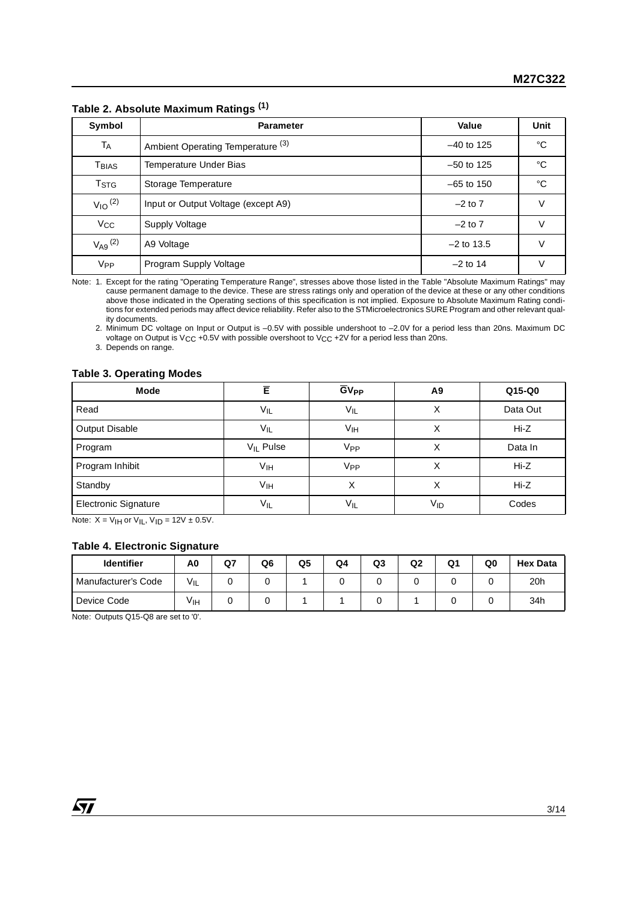**Table 2. Absolute Maximum Ratings (1)**

| Symbol | Parameter | Value | Unit |
|---|---|---|---|
| $T_A$ | Ambient Operating Temperature (3) | –40 to 125 | °C |
| $T_{BIAS}$ | Temperature Under Bias | –50 to 125 | °C |
| $T_{STG}$ | Storage Temperature | –65 to 150 | °C |
| $V_{IO}$ (2) | Input or Output Voltage (except A9) | –2 to 7 | V |
| $V_{CC}$ | Supply Voltage | –2 to 7 | V |
| $V_{A9}$ (2) | A9 Voltage | –2 to 13.5 | V |
| $V_{PP}$ | Program Supply Voltage | –2 to 14 | V |

Note: 1. Except for the rating "Operating Temperature Range", stresses above those listed in the Table "Absolute Maximum Ratings" may cause permanent damage to the device. These are stress ratings only and operation of the device at these or any other conditions above those indicated in the Operating sections of this specification is not implied. Exposure to Absolute Maximum Rating conditions for extended periods may affect device reliability. Refer also to the STMicroelectronics SURE Program and other relevant quality documents.

2. Minimum DC voltage on Input or Output is –0.5V with possible undershoot to –2.0V for a period less than 20ns. Maximum DC voltage on Output is $V_{CC}$ +0.5V with possible overshoot to $V_{CC}$ +2V for a period less than 20ns.

3. Depends on range.

**Table 3. Operating Modes**

| Mode | $\overline{E}$ | $\overline{G}V_{PP}$ | A9 | Q15-Q0 |
|---|---|---|---|---|
| Read | $V_{IL}$ | $V_{IL}$ | X | Data Out |
| Output Disable | $V_{IL}$ | $V_{IH}$ | X | Hi-Z |
| Program | $V_{IL}$ Pulse | $V_{PP}$ | X | Data In |
| Program Inhibit | $V_{IH}$ | $V_{PP}$ | X | Hi-Z |
| Standby | $V_{IH}$ | X | X | Hi-Z |
| Electronic Signature | $V_{IL}$ | $V_{IL}$ | $V_{ID}$ | Codes |

Note: X = $V_{IH}$ or $V_{IL}$, $V_{ID}$ = 12V ± 0.5V.

**Table 4. Electronic Signature**

| Identifier | A0 | Q7 | Q6 | Q5 | Q4 | Q3 | Q2 | Q1 | Q0 | Hex Data |
|---|---|---|---|---|---|---|---|---|---|---|
| Manufacturer's Code | $V_{IL}$ | 0 | 0 | 1 | 0 | 0 | 0 | 0 | 0 | 20h |
| Device Code | $V_{IH}$ | 0 | 0 | 1 | 1 | 0 | 1 | 0 | 0 | 34h |

Note: Outputs Q15-Q8 are set to '0'.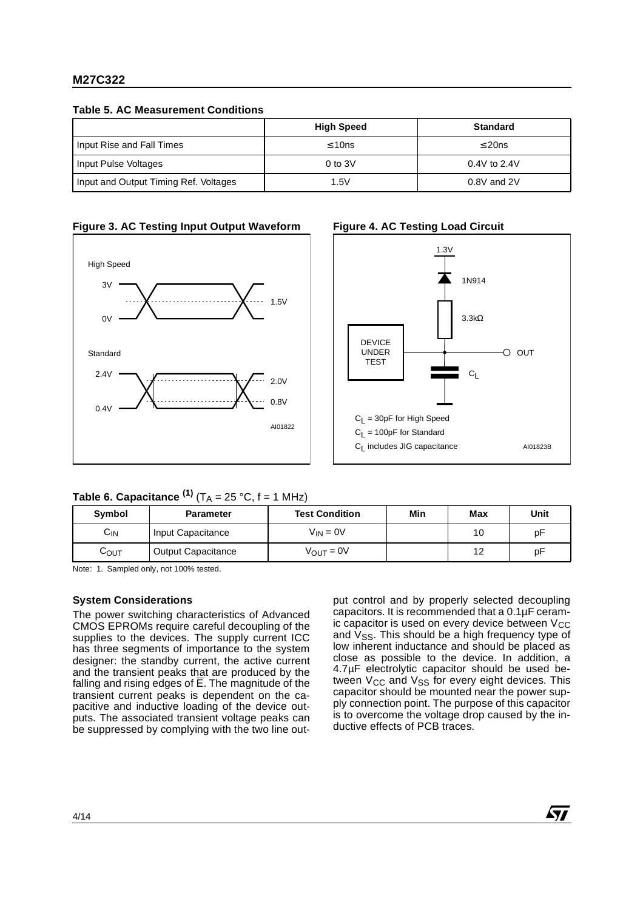**Table 5. AC Measurement Conditions**

| | High Speed | Standard |
|---|---|---|
| Input Rise and Fall Times | ≤ 10ns | ≤ 20ns |
| Input Pulse Voltages | 0 to 3V | 0.4V to 2.4V |
| Input and Output Timing Ref. Voltages | 1.5V | 0.8V and 2V |

**Figure 3. AC Testing Input Output Waveform**

**Figure 4. AC Testing Load Circuit**

**Table 6. Capacitance [(1)]** ($T_A$ = 25 °C, f = 1 MHz)

| Symbol | Parameter | Test Condition | Min | Max | Unit |
|---|---|---|---|---|---|
| $C_{IN}$ | Input Capacitance | $V_{IN}$ = 0V | | 10 | pF |
| $C_{OUT}$ | Output Capacitance | $V_{OUT}$ = 0V | | 12 | pF |

Note: 1. Sampled only, not 100% tested.

**System Considerations**

The power switching characteristics of Advanced CMOS EPROMs require careful decoupling of the supplies to the devices. The supply current ICC has three segments of importance to the system designer: the standby current, the active current and the transient peaks that are produced by the falling and rising edges of $\overline{E}$. The magnitude of the transient current peaks is dependent on the capacitive and inductive loading of the device outputs. The associated transient voltage peaks can be suppressed by complying with the two line output control and by properly selected decoupling capacitors. It is recommended that a 0.1µF ceramic capacitor is used on every device between $V_{CC}$ and $V_{SS}$. This should be a high frequency type of low inherent inductance and should be placed as close as possible to the device. In addition, a 4.7µF electrolytic capacitor should be used between $V_{CC}$ and $V_{SS}$ for every eight devices. This capacitor should be mounted near the power supply connection point. The purpose of this capacitor is to overcome the voltage drop caused by the inductive effects of PCB traces.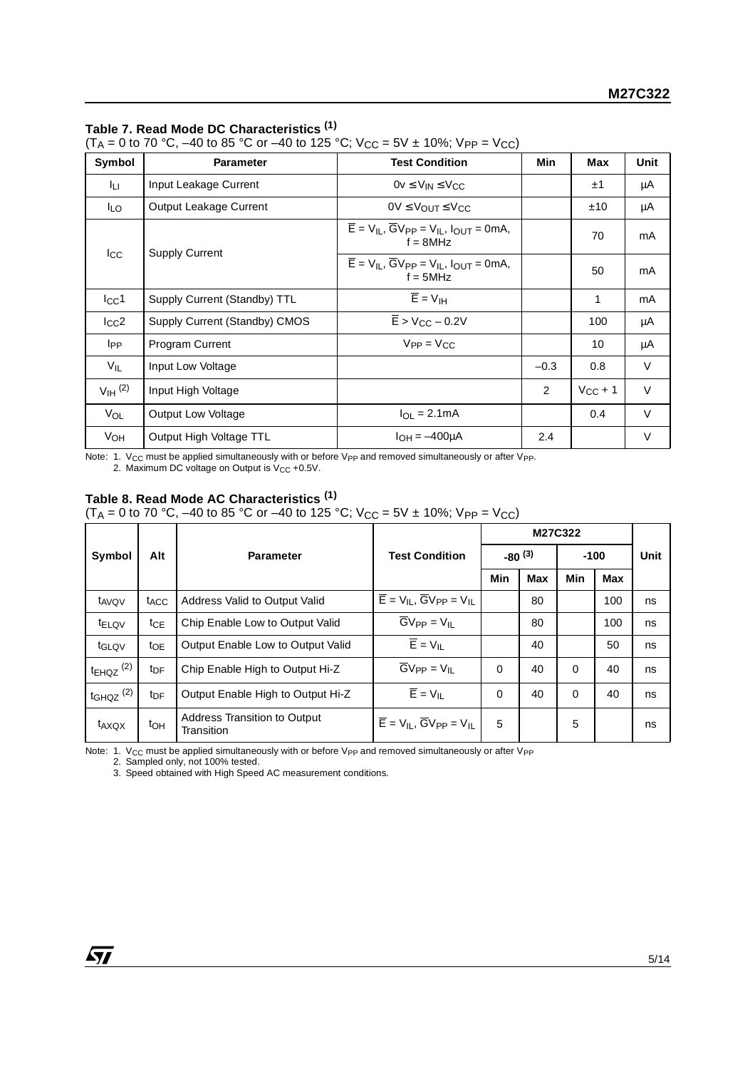**Table 7. Read Mode DC Characteristics (1)**

($T_A$ = 0 to 70 °C, –40 to 85 °C or –40 to 125 °C; $V_{CC}$ = 5V ± 10%; $V_{PP}$ = $V_{CC}$)

| Symbol | Parameter | Test Condition | Min | Max | Unit |
|---|---|---|---|---|---|
| $I_{LI}$ | Input Leakage Current | 0v ≤ $V_{IN}$ ≤ $V_{CC}$ | | ±1 | µA |
| $I_{LO}$ | Output Leakage Current | 0V ≤ $V_{OUT}$ ≤ $V_{CC}$ | | ±10 | µA |
| $I_{CC}$ | Supply Current | $\overline{E}$ = $V_{IL}$, $\overline{G}V_{PP}$ = $V_{IL}$, $I_{OUT}$ = 0mA, f = 8MHz | | 70 | mA |
| | | $\overline{E}$ = $V_{IL}$, $\overline{G}V_{PP}$ = $V_{IL}$, $I_{OUT}$ = 0mA, f = 5MHz | | 50 | mA |
| $I_{CC}1$ | Supply Current (Standby) TTL | $\overline{E}$ = $V_{IH}$ | | 1 | mA |
| $I_{CC}2$ | Supply Current (Standby) CMOS | $\overline{E}$ > $V_{CC}$ – 0.2V | | 100 | µA |
| $I_{PP}$ | Program Current | $V_{PP}$ = $V_{CC}$ | | 10 | µA |
| $V_{IL}$ | Input Low Voltage | | –0.3 | 0.8 | V |
| $V_{IH}$ (2) | Input High Voltage | | 2 | $V_{CC}$ + 1 | V |
| $V_{OL}$ | Output Low Voltage | $I_{OL}$ = 2.1mA | | 0.4 | V |
| $V_{OH}$ | Output High Voltage TTL | $I_{OH}$ = –400µA | 2.4 | | V |

Note: 1. $V_{CC}$ must be applied simultaneously with or before $V_{PP}$ and removed simultaneously or after $V_{PP}$.
2. Maximum DC voltage on Output is $V_{CC}$ +0.5V.

**Table 8. Read Mode AC Characteristics (1)**

($T_A$ = 0 to 70 °C, –40 to 85 °C or –40 to 125 °C; $V_{CC}$ = 5V ± 10%; $V_{PP}$ = $V_{CC}$)

| Symbol | Alt | Parameter | Test Condition | M27C322 | | | | Unit |
|---|---|---|---|---|---|---|---|---|
| | | | | -80 (3) | | -100 | | |
| | | | | Min | Max | Min | Max | |
| $t_{AVQV}$ | $t_{ACC}$ | Address Valid to Output Valid | $\overline{E}$ = $V_{IL}$, $\overline{G}V_{PP}$ = $V_{IL}$ | | 80 | | 100 | ns |
| $t_{ELQV}$ | $t_{CE}$ | Chip Enable Low to Output Valid | $\overline{G}V_{PP}$ = $V_{IL}$ | | 80 | | 100 | ns |
| $t_{GLQV}$ | $t_{OE}$ | Output Enable Low to Output Valid | $\overline{E}$ = $V_{IL}$ | | 40 | | 50 | ns |
| $t_{EHQZ}$ (2) | $t_{DF}$ | Chip Enable High to Output Hi-Z | $\overline{G}V_{PP}$ = $V_{IL}$ | 0 | 40 | 0 | 40 | ns |
| $t_{GHQZ}$ (2) | $t_{DF}$ | Output Enable High to Output Hi-Z | $\overline{E}$ = $V_{IL}$ | 0 | 40 | 0 | 40 | ns |
| $t_{AXQX}$ | $t_{OH}$ | Address Transition to Output Transition | $\overline{E}$ = $V_{IL}$, $\overline{G}V_{PP}$ = $V_{IL}$ | 5 | | 5 | | ns |

Note: 1. $V_{CC}$ must be applied simultaneously with or before $V_{PP}$ and removed simultaneously or after $V_{PP}$
2. Sampled only, not 100% tested.
3. Speed obtained with High Speed AC measurement conditions.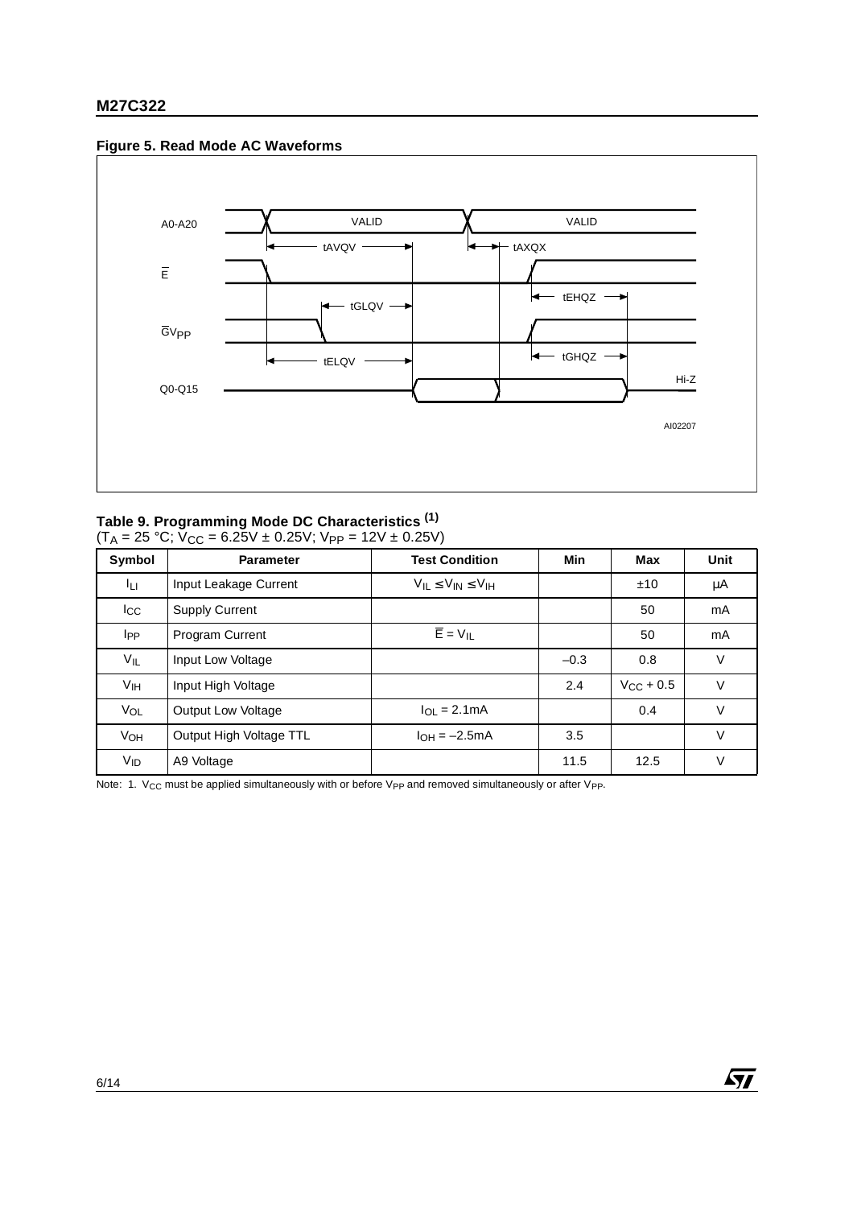**Figure 5. Read Mode AC Waveforms**

A0-A20 VALID VALID tAVQV tAXQX $\overline{E}$ tEHQZ tGLQV $\overline{G}V_{PP}$ tGHQZ tELQV Hi-Z Q0-Q15 AI02207

**Table 9. Programming Mode DC Characteristics (1)**
($T_A$ = 25 °C; $V_{CC}$ = 6.25V ± 0.25V; $V_{PP}$ = 12V ± 0.25V)

| Symbol | Parameter | Test Condition | Min | Max | Unit |
|---|---|---|---|---|---|
| $I_{LI}$ | Input Leakage Current | $V_{IL} \leq V_{IN} \leq V_{IH}$ | | ±10 | µA |
| $I_{CC}$ | Supply Current | | | 50 | mA |
| $I_{PP}$ | Program Current | $\overline{E} = V_{IL}$ | | 50 | mA |
| $V_{IL}$ | Input Low Voltage | | –0.3 | 0.8 | V |
| $V_{IH}$ | Input High Voltage | | 2.4 | $V_{CC}$ + 0.5 | V |
| $V_{OL}$ | Output Low Voltage | $I_{OL}$ = 2.1mA | | 0.4 | V |
| $V_{OH}$ | Output High Voltage TTL | $I_{OH}$ = –2.5mA | 3.5 | | V |
| $V_{ID}$ | A9 Voltage | | 11.5 | 12.5 | V |

Note: 1. $V_{CC}$ must be applied simultaneously with or before $V_{PP}$ and removed simultaneously or after $V_{PP}$.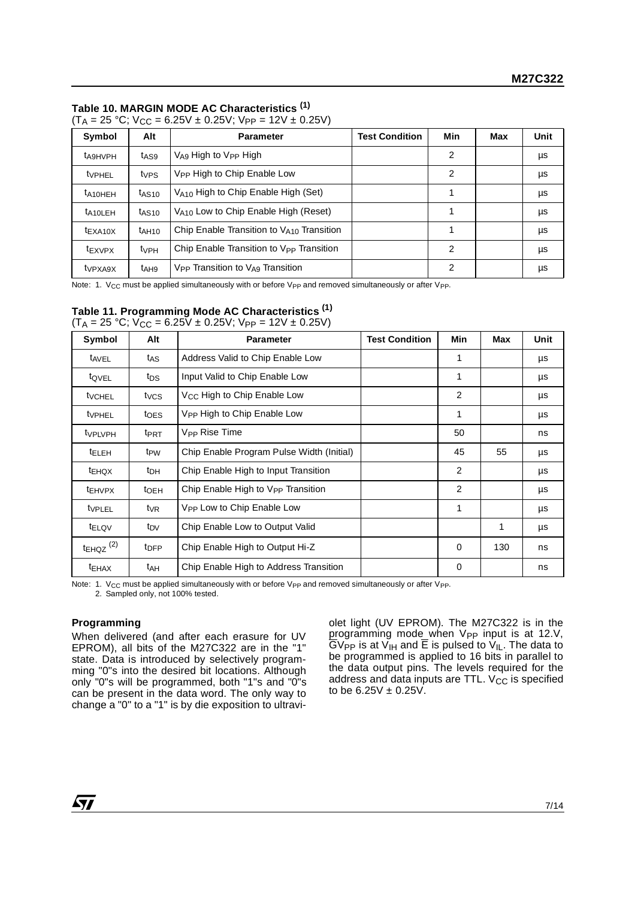**Table 10. MARGIN MODE AC Characteristics [1]**
($T_A$ = 25 °C; $V_{CC}$ = 6.25V ± 0.25V; $V_{PP}$ = 12V ± 0.25V)

| Symbol | Alt | Parameter | Test Condition | Min | Max | Unit |
|---|---|---|---|---|---|---|
| $t_{A9HVPH}$ | $t_{AS9}$ | $V_{A9}$ High to $V_{PP}$ High | | 2 | | µs |
| $t_{VPHEL}$ | $t_{VPS}$ | $V_{PP}$ High to Chip Enable Low | | 2 | | µs |
| $t_{A10HEH}$ | $t_{AS10}$ | $V_{A10}$ High to Chip Enable High (Set) | | 1 | | µs |
| $t_{A10LEH}$ | $t_{AS10}$ | $V_{A10}$ Low to Chip Enable High (Reset) | | 1 | | µs |
| $t_{EXA10X}$ | $t_{AH10}$ | Chip Enable Transition to $V_{A10}$ Transition | | 1 | | µs |
| $t_{EXVPX}$ | $t_{VPH}$ | Chip Enable Transition to $V_{PP}$ Transition | | 2 | | µs |
| $t_{VPXA9X}$ | $t_{AH9}$ | $V_{PP}$ Transition to $V_{A9}$ Transition | | 2 | | µs |

Note: 1. $V_{CC}$ must be applied simultaneously with or before $V_{PP}$ and removed simultaneously or after $V_{PP}$.

**Table 11. Programming Mode AC Characteristics [1]**
($T_A$ = 25 °C; $V_{CC}$ = 6.25V ± 0.25V; $V_{PP}$ = 12V ± 0.25V)

| Symbol | Alt | Parameter | Test Condition | Min | Max | Unit |
|---|---|---|---|---|---|---|
| $t_{AVEL}$ | $t_{AS}$ | Address Valid to Chip Enable Low | | 1 | | µs |
| $t_{QVEL}$ | $t_{DS}$ | Input Valid to Chip Enable Low | | 1 | | µs |
| $t_{VCHEL}$ | $t_{VCS}$ | $V_{CC}$ High to Chip Enable Low | | 2 | | µs |
| $t_{VPHEL}$ | $t_{OES}$ | $V_{PP}$ High to Chip Enable Low | | 1 | | µs |
| $t_{VPLVPH}$ | $t_{PRT}$ | $V_{PP}$ Rise Time | | 50 | | ns |
| $t_{ELEH}$ | $t_{PW}$ | Chip Enable Program Pulse Width (Initial) | | 45 | 55 | µs |
| $t_{EHQX}$ | $t_{DH}$ | Chip Enable High to Input Transition | | 2 | | µs |
| $t_{EHVPX}$ | $t_{OEH}$ | Chip Enable High to $V_{PP}$ Transition | | 2 | | µs |
| $t_{VPLEL}$ | $t_{VR}$ | $V_{PP}$ Low to Chip Enable Low | | 1 | | µs |
| $t_{ELQV}$ | $t_{DV}$ | Chip Enable Low to Output Valid | | | 1 | µs |
| $t_{EHQZ}$ [2] | $t_{DFP}$ | Chip Enable High to Output Hi-Z | | 0 | 130 | ns |
| $t_{EHAX}$ | $t_{AH}$ | Chip Enable High to Address Transition | | 0 | | ns |

Note: 1. $V_{CC}$ must be applied simultaneously with or before $V_{PP}$ and removed simultaneously or after $V_{PP}$.
2. Sampled only, not 100% tested.

**Programming**

When delivered (and after each erasure for UV EPROM), all bits of the M27C322 are in the "1" state. Data is introduced by selectively programming "0"s into the desired bit locations. Although only "0"s will be programmed, both "1"s and "0"s can be present in the data word. The only way to change a "0" to a "1" is by die exposition to ultraviolet light (UV EPROM). The M27C322 is in the programming mode when $V_{PP}$ input is at 12.V, $\overline{G}V_{PP}$ is at $V_{IH}$ and $\overline{E}$ is pulsed to $V_{IL}$. The data to be programmed is applied to 16 bits in parallel to the data output pins. The levels required for the address and data inputs are TTL. $V_{CC}$ is specified to be 6.25V ± 0.25V.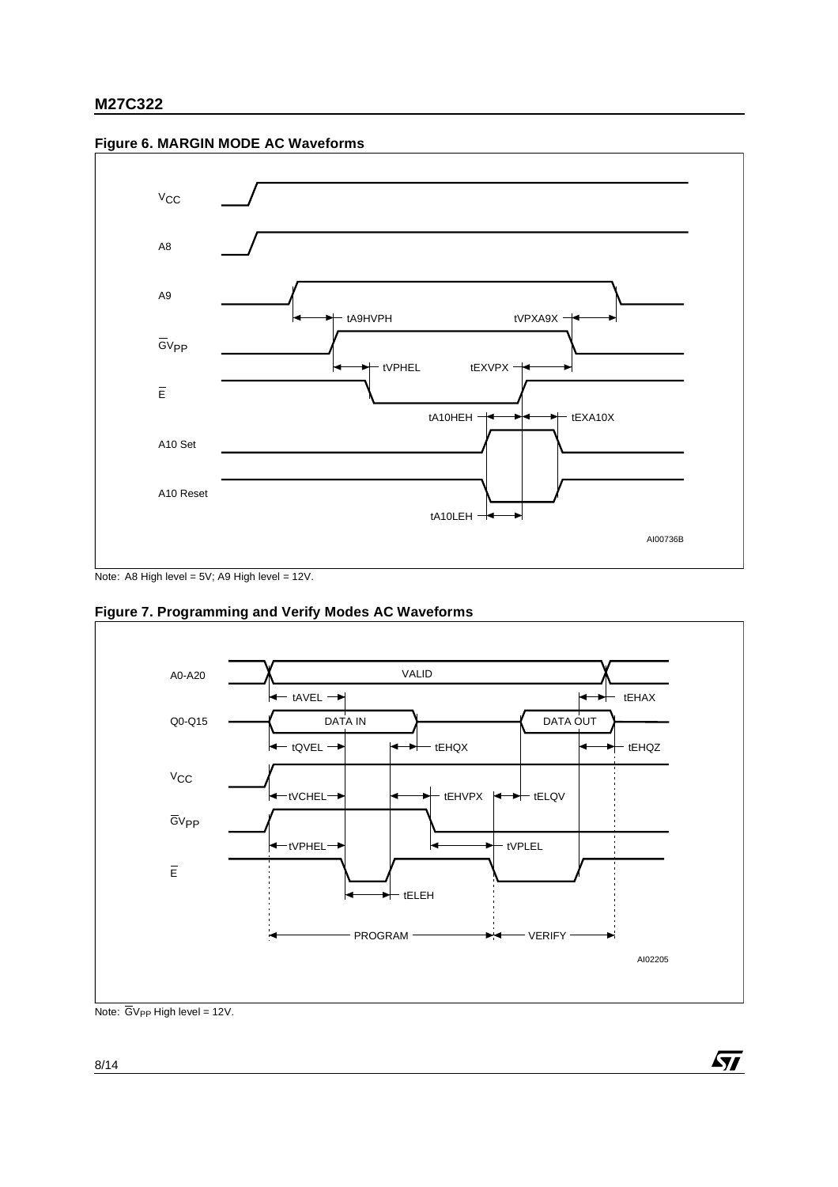**Figure 6. MARGIN MODE AC Waveforms**

Note: A8 High level = 5V; A9 High level = 12V.

**Figure 7. Programming and Verify Modes AC Waveforms**

Note: $\overline{G}V_{PP}$ High level = 12V.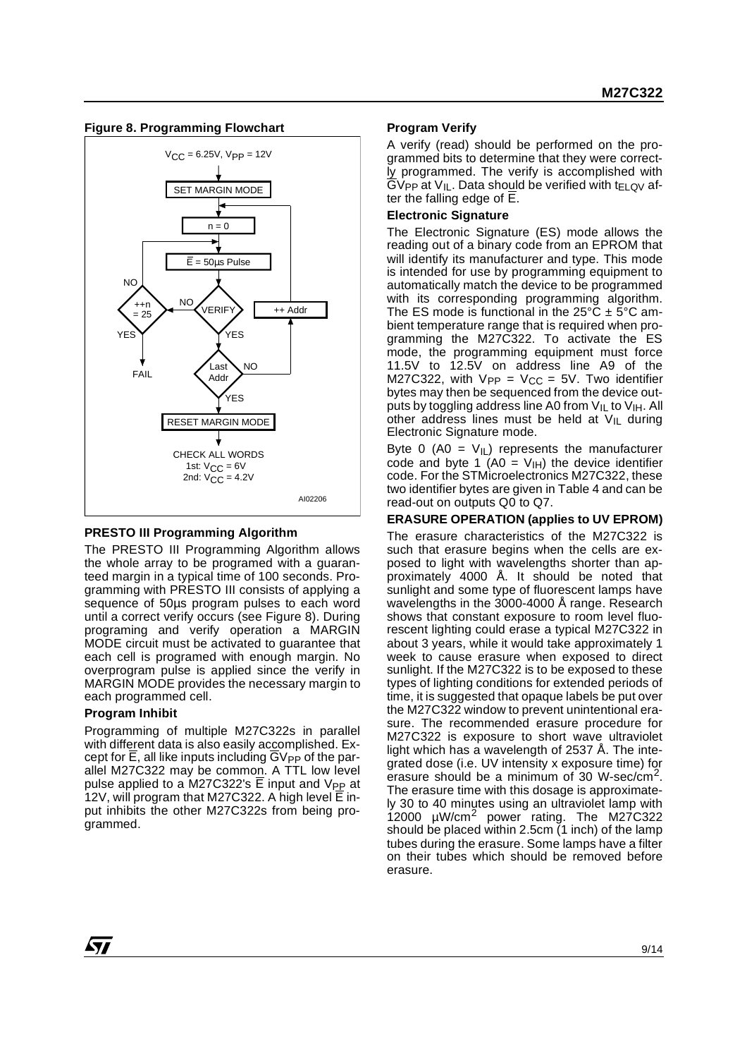**Figure 8. Programming Flowchart**

### PRESTO III Programming Algorithm

The PRESTO III Programming Algorithm allows the whole array to be programed with a guaranteed margin in a typical time of 100 seconds. Programming with PRESTO III consists of applying a sequence of 50µs program pulses to each word until a correct verify occurs (see Figure 8). During programing and verify operation a MARGIN MODE circuit must be activated to guarantee that each cell is programed with enough margin. No overprogram pulse is applied since the verify in MARGIN MODE provides the necessary margin to each programmed cell.

### Program Inhibit

Programming of multiple M27C322s in parallel with different data is also easily accomplished. Except for $\overline{E}$, all like inputs including $\overline{G}V_{PP}$ of the parallel M27C322 may be common. A TTL low level pulse applied to a M27C322's $\overline{E}$ input and $V_{PP}$ at 12V, will program that M27C322. A high level $\overline{E}$ input inhibits the other M27C322s from being programmed.

### Program Verify

A verify (read) should be performed on the programmed bits to determine that they were correctly programmed. The verify is accomplished with $\overline{G}V_{PP}$ at $V_{IL}$. Data should be verified with $t_{ELQV}$ after the falling edge of $\overline{E}$.

### Electronic Signature

The Electronic Signature (ES) mode allows the reading out of a binary code from an EPROM that will identify its manufacturer and type. This mode is intended for use by programming equipment to automatically match the device to be programmed with its corresponding programming algorithm. The ES mode is functional in the 25°C ± 5°C ambient temperature range that is required when programming the M27C322. To activate the ES mode, the programming equipment must force 11.5V to 12.5V on address line A9 of the M27C322, with $V_{PP} = V_{CC} = 5V$. Two identifier bytes may then be sequenced from the device outputs by toggling address line A0 from $V_{IL}$ to $V_{IH}$. All other address lines must be held at $V_{IL}$ during Electronic Signature mode.

Byte 0 (A0 = $V_{IL}$) represents the manufacturer code and byte 1 (A0 = $V_{IH}$) the device identifier code. For the STMicroelectronics M27C322, these two identifier bytes are given in Table 4 and can be read-out on outputs Q0 to Q7.

### ERASURE OPERATION (applies to UV EPROM)

The erasure characteristics of the M27C322 is such that erasure begins when the cells are exposed to light with wavelengths shorter than approximately 4000 Å. It should be noted that sunlight and some type of fluorescent lamps have wavelengths in the 3000-4000 Å range. Research shows that constant exposure to room level fluorescent lighting could erase a typical M27C322 in about 3 years, while it would take approximately 1 week to cause erasure when exposed to direct sunlight. If the M27C322 is to be exposed to these types of lighting conditions for extended periods of time, it is suggested that opaque labels be put over the M27C322 window to prevent unintentional erasure. The recommended erasure procedure for M27C322 is exposure to short wave ultraviolet light which has a wavelength of 2537 Å. The integrated dose (i.e. UV intensity x exposure time) for erasure should be a minimum of 30 W-sec/cm$^2$. The erasure time with this dosage is approximately 30 to 40 minutes using an ultraviolet lamp with 12000 µW/cm$^2$ power rating. The M27C322 should be placed within 2.5cm (1 inch) of the lamp tubes during the erasure. Some lamps have a filter on their tubes which should be removed before erasure.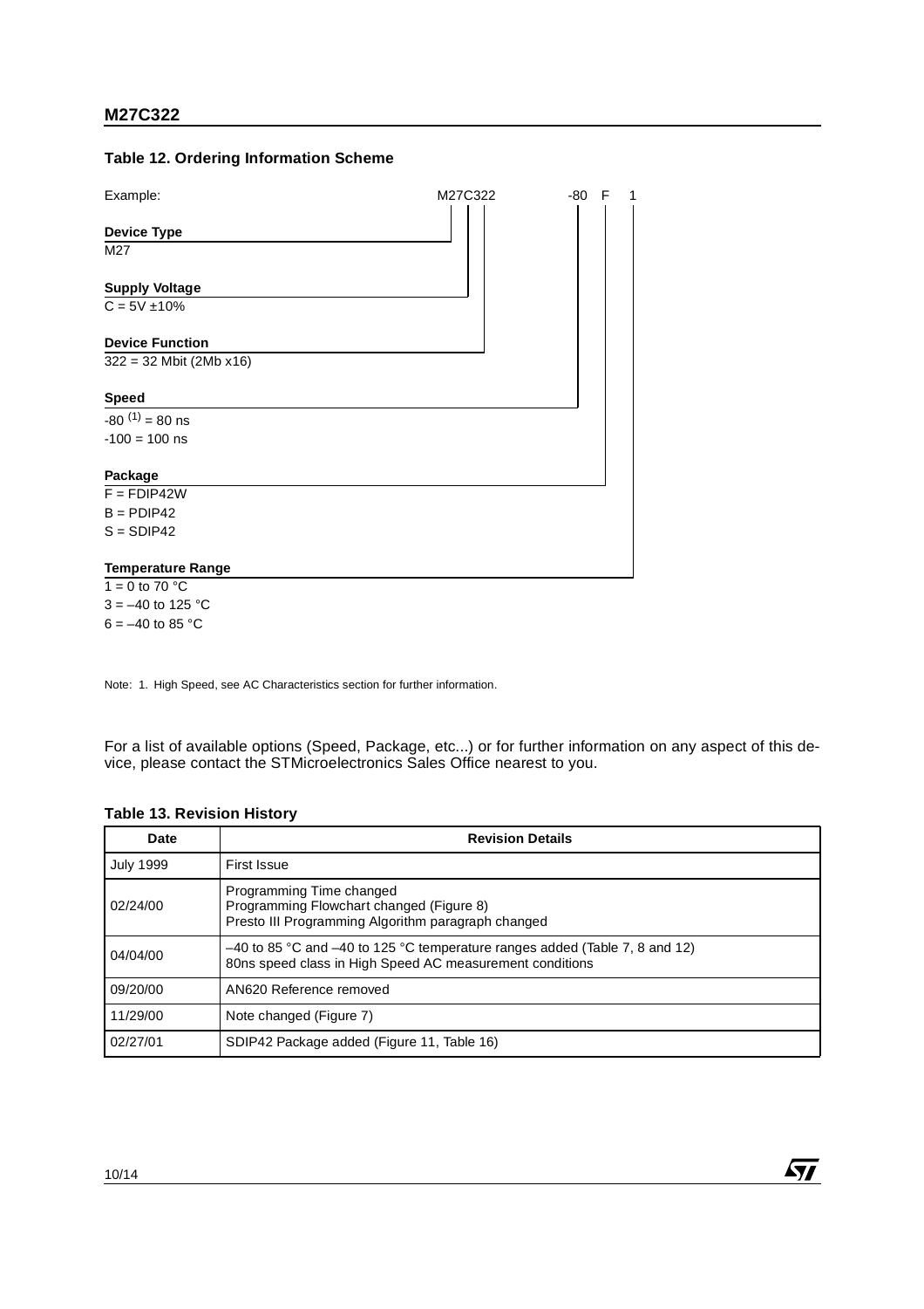**Table 12. Ordering Information Scheme**

Example: M27C322 -80 F 1

**Device Type**

M27

**Supply Voltage**

C = 5V ±10%

**Device Function**

322 = 32 Mbit (2Mb x16)

**Speed**

-80 [1] = 80 ns

-100 = 100 ns

**Package**

F = FDIP42W

B = PDIP42

S = SDIP42

**Temperature Range**

1 = 0 to 70 °C

3 = –40 to 125 °C

6 = –40 to 85 °C

Note: 1. High Speed, see AC Characteristics section for further information.

For a list of available options (Speed, Package, etc...) or for further information on any aspect of this device, please contact the STMicroelectronics Sales Office nearest to you.

**Table 13. Revision History**

| Date | Revision Details |
|---|---|
| July 1999 | First Issue |
| 02/24/00 | Programming Time changed<br>Programming Flowchart changed (Figure 8)<br>Presto III Programming Algorithm paragraph changed |
| 04/04/00 | –40 to 85 °C and –40 to 125 °C temperature ranges added (Table 7, 8 and 12)<br>80ns speed class in High Speed AC measurement conditions |
| 09/20/00 | AN620 Reference removed |
| 11/29/00 | Note changed (Figure 7) |
| 02/27/01 | SDIP42 Package added (Figure 11, Table 16) |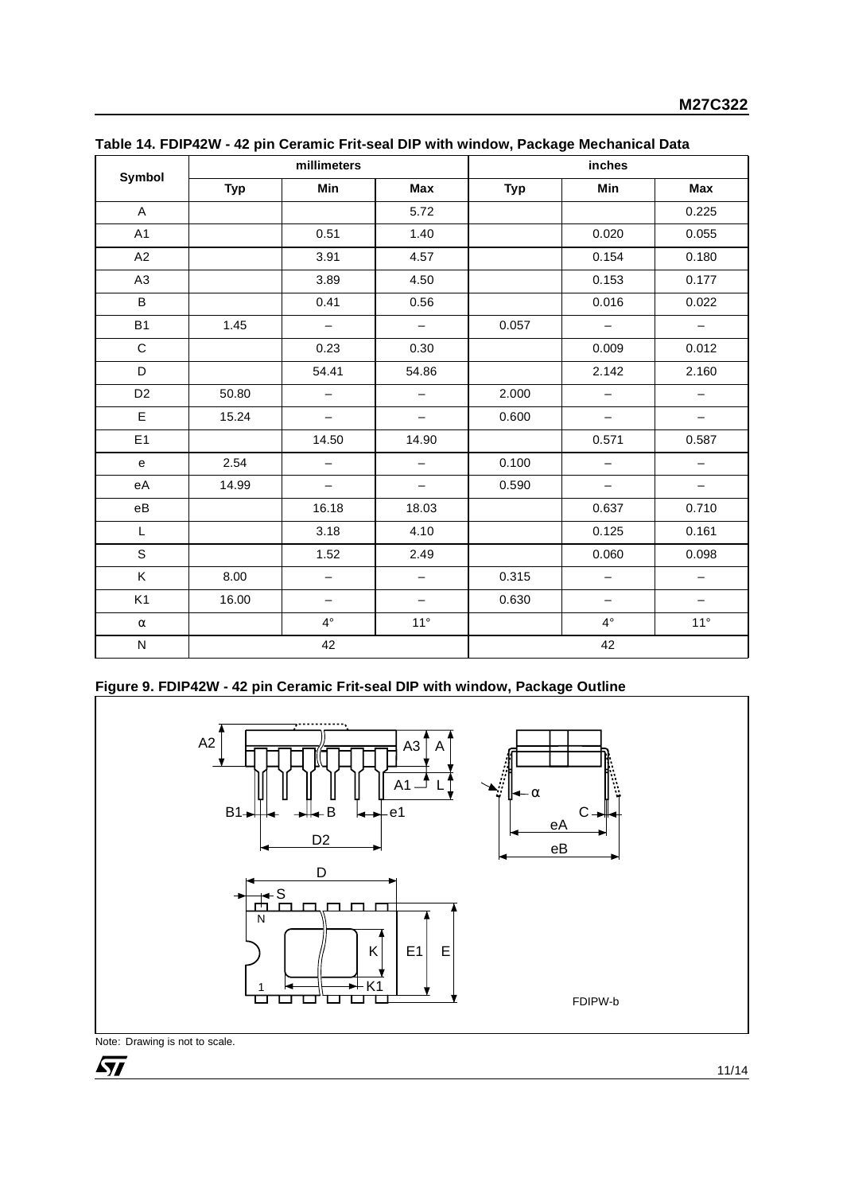**Table 14. FDIP42W - 42 pin Ceramic Frit-seal DIP with window, Package Mechanical Data**

| Symbol | millimeters | | | inches | | |
|---|---|---|---|---|---|---|
| | Typ | Min | Max | Typ | Min | Max |
| A | | | 5.72 | | | 0.225 |
| A1 | | 0.51 | 1.40 | | 0.020 | 0.055 |
| A2 | | 3.91 | 4.57 | | 0.154 | 0.180 |
| A3 | | 3.89 | 4.50 | | 0.153 | 0.177 |
| B | | 0.41 | 0.56 | | 0.016 | 0.022 |
| B1 | 1.45 | – | – | 0.057 | – | – |
| C | | 0.23 | 0.30 | | 0.009 | 0.012 |
| D | | 54.41 | 54.86 | | 2.142 | 2.160 |
| D2 | 50.80 | – | – | 2.000 | – | – |
| E | 15.24 | – | – | 0.600 | – | – |
| E1 | | 14.50 | 14.90 | | 0.571 | 0.587 |
| e | 2.54 | – | – | 0.100 | – | – |
| eA | 14.99 | – | – | 0.590 | – | – |
| eB | | 16.18 | 18.03 | | 0.637 | 0.710 |
| L | | 3.18 | 4.10 | | 0.125 | 0.161 |
| S | | 1.52 | 2.49 | | 0.060 | 0.098 |
| K | 8.00 | – | – | 0.315 | – | – |
| K1 | 16.00 | – | – | 0.630 | – | – |
| α | | 4° | 11° | | 4° | 11° |
| N | 42 | | | 42 | | |

**Figure 9. FDIP42W - 42 pin Ceramic Frit-seal DIP with window, Package Outline**

Note: Drawing is not to scale.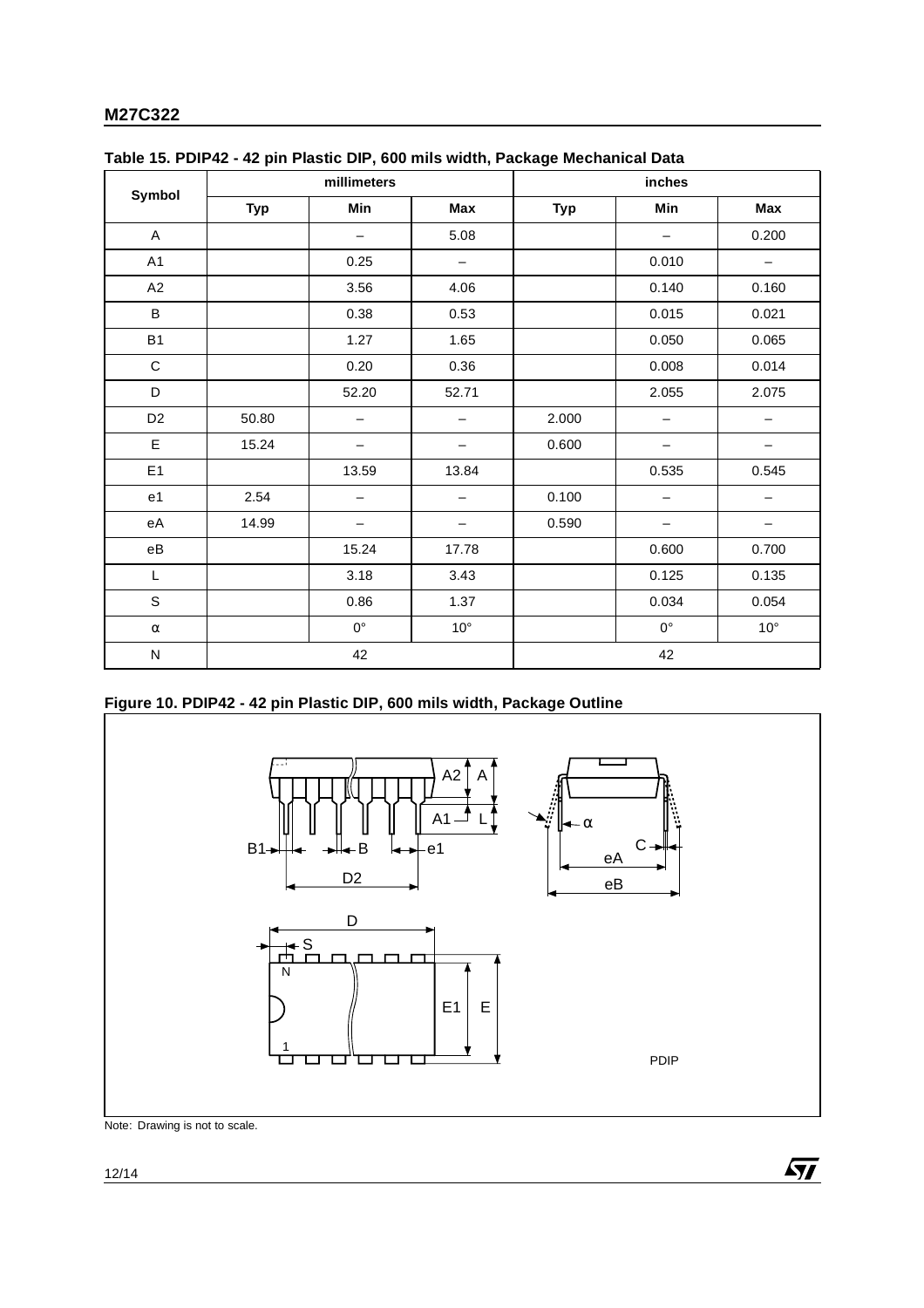**Table 15. PDIP42 - 42 pin Plastic DIP, 600 mils width, Package Mechanical Data**

| Symbol | millimeters | | | inches | | |
|---|---|---|---|---|---|---|
| | Typ | Min | Max | Typ | Min | Max |
| A | | – | 5.08 | | – | 0.200 |
| A1 | | 0.25 | – | | 0.010 | – |
| A2 | | 3.56 | 4.06 | | 0.140 | 0.160 |
| B | | 0.38 | 0.53 | | 0.015 | 0.021 |
| B1 | | 1.27 | 1.65 | | 0.050 | 0.065 |
| C | | 0.20 | 0.36 | | 0.008 | 0.014 |
| D | | 52.20 | 52.71 | | 2.055 | 2.075 |
| D2 | 50.80 | – | – | 2.000 | – | – |
| E | 15.24 | – | – | 0.600 | – | – |
| E1 | | 13.59 | 13.84 | | 0.535 | 0.545 |
| e1 | 2.54 | – | – | 0.100 | – | – |
| eA | 14.99 | – | – | 0.590 | – | – |
| eB | | 15.24 | 17.78 | | 0.600 | 0.700 |
| L | | 3.18 | 3.43 | | 0.125 | 0.135 |
| S | | 0.86 | 1.37 | | 0.034 | 0.054 |
| α | | 0° | 10° | | 0° | 10° |
| N | 42 | | | 42 | | |

**Figure 10. PDIP42 - 42 pin Plastic DIP, 600 mils width, Package Outline**

Note: Drawing is not to scale.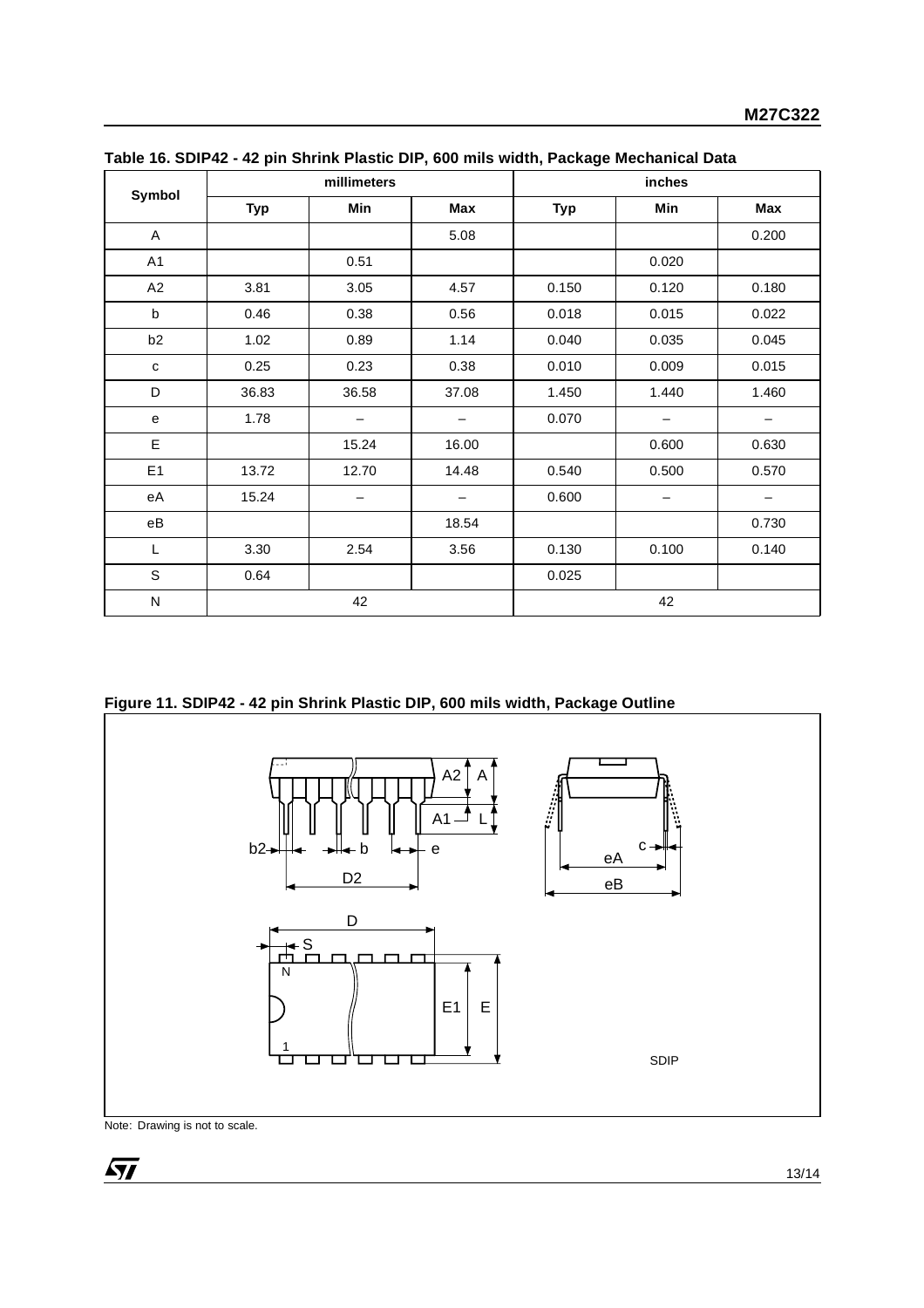**Table 16. SDIP42 - 42 pin Shrink Plastic DIP, 600 mils width, Package Mechanical Data**

| Symbol | millimeters | | | inches | | |
|---|---|---|---|---|---|---|
| | Typ | Min | Max | Typ | Min | Max |
| A | | | 5.08 | | | 0.200 |
| A1 | | 0.51 | | | 0.020 | |
| A2 | 3.81 | 3.05 | 4.57 | 0.150 | 0.120 | 0.180 |
| b | 0.46 | 0.38 | 0.56 | 0.018 | 0.015 | 0.022 |
| b2 | 1.02 | 0.89 | 1.14 | 0.040 | 0.035 | 0.045 |
| c | 0.25 | 0.23 | 0.38 | 0.010 | 0.009 | 0.015 |
| D | 36.83 | 36.58 | 37.08 | 1.450 | 1.440 | 1.460 |
| e | 1.78 | – | – | 0.070 | – | – |
| E | | 15.24 | 16.00 | | 0.600 | 0.630 |
| E1 | 13.72 | 12.70 | 14.48 | 0.540 | 0.500 | 0.570 |
| eA | 15.24 | – | – | 0.600 | – | – |
| eB | | | 18.54 | | | 0.730 |
| L | 3.30 | 2.54 | 3.56 | 0.130 | 0.100 | 0.140 |
| S | 0.64 | | | 0.025 | | |
| N | 42 | | | 42 | | |

**Figure 11. SDIP42 - 42 pin Shrink Plastic DIP, 600 mils width, Package Outline**

Note: Drawing is not to scale.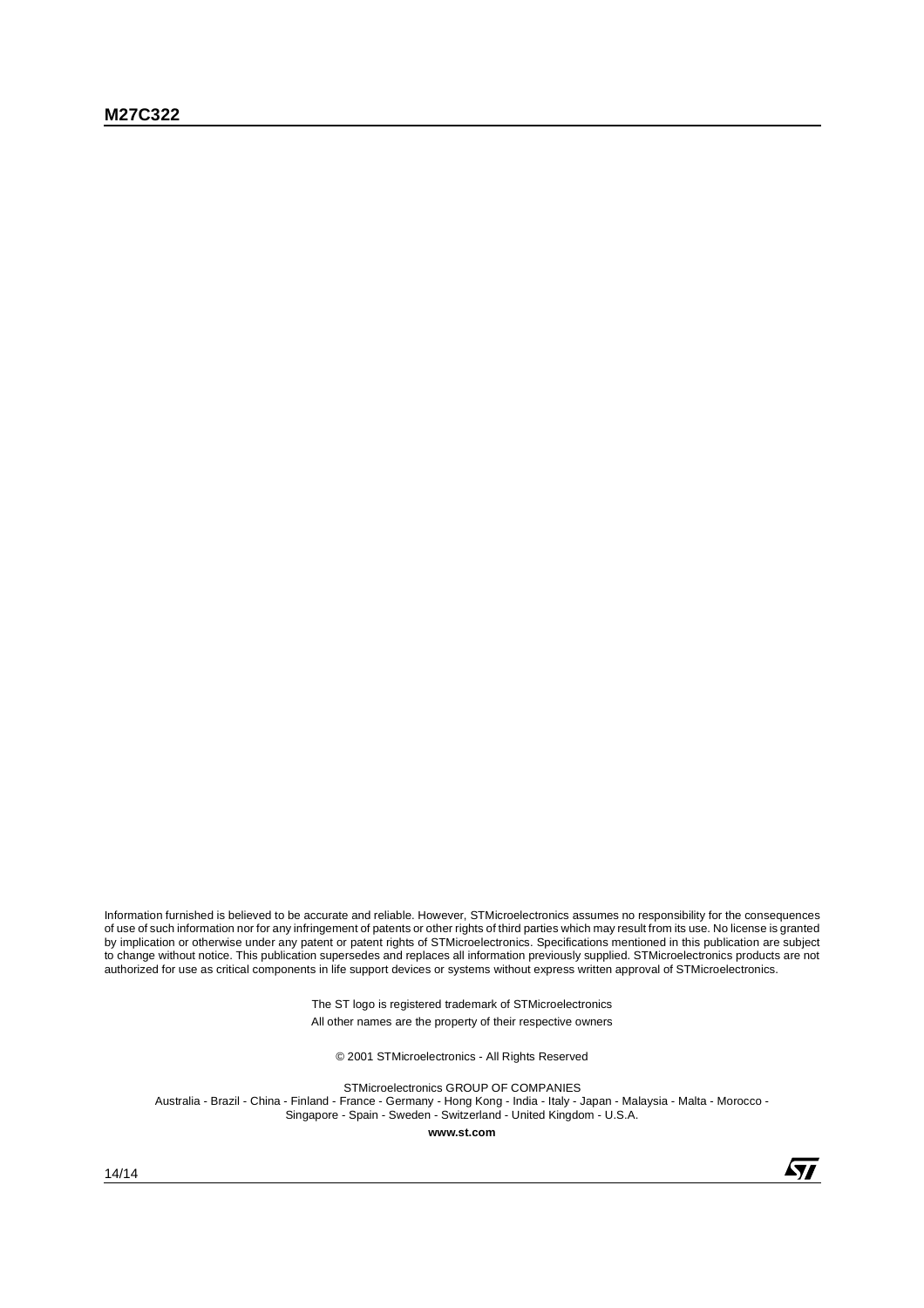Information furnished is believed to be accurate and reliable. However, STMicroelectronics assumes no responsibility for the consequences of use of such information nor for any infringement of patents or other rights of third parties which may result from its use. No license is granted by implication or otherwise under any patent or patent rights of STMicroelectronics. Specifications mentioned in this publication are subject to change without notice. This publication supersedes and replaces all information previously supplied. STMicroelectronics products are not authorized for use as critical components in life support devices or systems without express written approval of STMicroelectronics.

The ST logo is registered trademark of STMicroelectronics

All other names are the property of their respective owners

© 2001 STMicroelectronics - All Rights Reserved

STMicroelectronics GROUP OF COMPANIES

Australia - Brazil - China - Finland - France - Germany - Hong Kong - India - Italy - Japan - Malaysia - Malta - Morocco - Singapore - Spain - Sweden - Switzerland - United Kingdom - U.S.A.

**www.st.com**